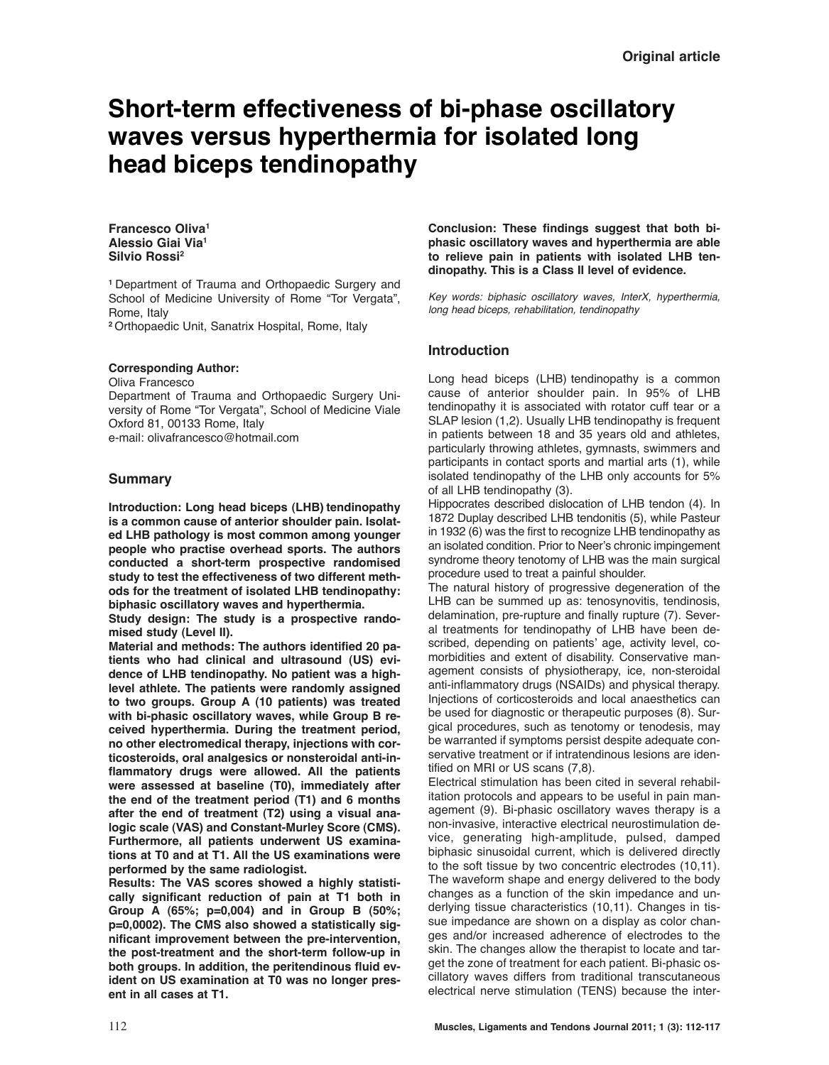Original article

# Short-term effectiveness of bi-phase oscillatory waves versus hyperthermia for isolated long head biceps tendinopathy

**Francesco Oliva**[1]
**Alessio Giai Via**[1]
**Silvio Rossi**[2]

[1] Department of Trauma and Orthopaedic Surgery and School of Medicine University of Rome "Tor Vergata", Rome, Italy
[2] Orthopaedic Unit, Sanatrix Hospital, Rome, Italy

**Corresponding Author:**
Oliva Francesco
Department of Trauma and Orthopaedic Surgery University of Rome "Tor Vergata", School of Medicine Viale Oxford 81, 00133 Rome, Italy
e-mail: olivafrancesco@hotmail.com

## Summary

**Introduction: Long head biceps (LHB) tendinopathy is a common cause of anterior shoulder pain. Isolated LHB pathology is most common among younger people who practise overhead sports. The authors conducted a short-term prospective randomised study to test the effectiveness of two different methods for the treatment of isolated LHB tendinopathy: biphasic oscillatory waves and hyperthermia.**

**Study design: The study is a prospective randomised study (Level II).**

**Material and methods: The authors identified 20 patients who had clinical and ultrasound (US) evidence of LHB tendinopathy. No patient was a high-level athlete. The patients were randomly assigned to two groups. Group A (10 patients) was treated with bi-phasic oscillatory waves, while Group B received hyperthermia. During the treatment period, no other electromedical therapy, injections with corticosteroids, oral analgesics or nonsteroidal anti-inflammatory drugs were allowed. All the patients were assessed at baseline (T0), immediately after the end of the treatment period (T1) and 6 months after the end of treatment (T2) using a visual analogic scale (VAS) and Constant-Murley Score (CMS). Furthermore, all patients underwent US examinations at T0 and at T1. All the US examinations were performed by the same radiologist.**

**Results: The VAS scores showed a highly statistically significant reduction of pain at T1 both in Group A (65%; p=0,004) and in Group B (50%; p=0,0002). The CMS also showed a statistically significant improvement between the pre-intervention, the post-treatment and the short-term follow-up in both groups. In addition, the peritendinous fluid evident on US examination at T0 was no longer present in all cases at T1.**

**Conclusion: These findings suggest that both biphasic oscillatory waves and hyperthermia are able to relieve pain in patients with isolated LHB tendinopathy. This is a Class II level of evidence.**

*Key words: biphasic oscillatory waves, InterX, hyperthermia, long head biceps, rehabilitation, tendinopathy*

## Introduction

Long head biceps (LHB) tendinopathy is a common cause of anterior shoulder pain. In 95% of LHB tendinopathy it is associated with rotator cuff tear or a SLAP lesion (1,2). Usually LHB tendinopathy is frequent in patients between 18 and 35 years old and athletes, particularly throwing athletes, gymnasts, swimmers and participants in contact sports and martial arts (1), while isolated tendinopathy of the LHB only accounts for 5% of all LHB tendinopathy (3).

Hippocrates described dislocation of LHB tendon (4). In 1872 Duplay described LHB tendonitis (5), while Pasteur in 1932 (6) was the first to recognize LHB tendinopathy as an isolated condition. Prior to Neer's chronic impingement syndrome theory tenotomy of LHB was the main surgical procedure used to treat a painful shoulder.

The natural history of progressive degeneration of the LHB can be summed up as: tenosynovitis, tendinosis, delamination, pre-rupture and finally rupture (7). Several treatments for tendinopathy of LHB have been described, depending on patients' age, activity level, comorbidities and extent of disability. Conservative management consists of physiotherapy, ice, non-steroidal anti-inflammatory drugs (NSAIDs) and physical therapy. Injections of corticosteroids and local anaesthetics can be used for diagnostic or therapeutic purposes (8). Surgical procedures, such as tenotomy or tenodesis, may be warranted if symptoms persist despite adequate conservative treatment or if intratendinous lesions are identified on MRI or US scans (7,8).

Electrical stimulation has been cited in several rehabilitation protocols and appears to be useful in pain management (9). Bi-phasic oscillatory waves therapy is a non-invasive, interactive electrical neurostimulation device, generating high-amplitude, pulsed, damped biphasic sinusoidal current, which is delivered directly to the soft tissue by two concentric electrodes (10,11). The waveform shape and energy delivered to the body changes as a function of the skin impedance and underlying tissue characteristics (10,11). Changes in tissue impedance are shown on a display as color changes and/or increased adherence of electrodes to the skin. The changes allow the therapist to locate and target the zone of treatment for each patient. Bi-phasic oscillatory waves differs from traditional transcutaneous electrical nerve stimulation (TENS) because the inter-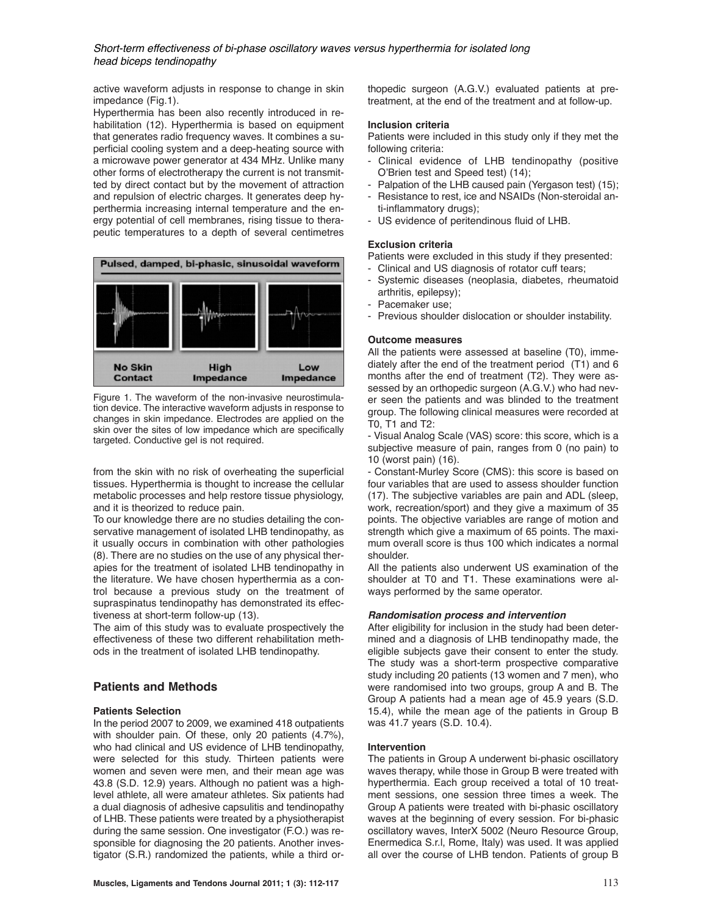active waveform adjusts in response to change in skin impedance (Fig.1).

Hyperthermia has been also recently introduced in rehabilitation (12). Hyperthermia is based on equipment that generates radio frequency waves. It combines a superficial cooling system and a deep-heating source with a microwave power generator at 434 MHz. Unlike many other forms of electrotherapy the current is not transmitted by direct contact but by the movement of attraction and repulsion of electric charges. It generates deep hyperthermia increasing internal temperature and the energy potential of cell membranes, rising tissue to therapeutic temperatures to a depth of several centimetres from the skin with no risk of overheating the superficial tissues. Hyperthermia is thought to increase the cellular metabolic processes and help restore tissue physiology, and it is theorized to reduce pain.

Figure 1. The waveform of the non-invasive neurostimulation device. The interactive waveform adjusts in response to changes in skin impedance. Electrodes are applied on the skin over the sites of low impedance which are specifically targeted. Conductive gel is not required.

To our knowledge there are no studies detailing the conservative management of isolated LHB tendinopathy, as it usually occurs in combination with other pathologies (8). There are no studies on the use of any physical therapies for the treatment of isolated LHB tendinopathy in the literature. We have chosen hyperthermia as a control because a previous study on the treatment of supraspinatus tendinopathy has demonstrated its effectiveness at short-term follow-up (13).

The aim of this study was to evaluate prospectively the effectiveness of these two different rehabilitation methods in the treatment of isolated LHB tendinopathy.

## Patients and Methods

### Patients Selection

In the period 2007 to 2009, we examined 418 outpatients with shoulder pain. Of these, only 20 patients (4.7%), who had clinical and US evidence of LHB tendinopathy, were selected for this study. Thirteen patients were women and seven were men, and their mean age was 43.8 (S.D. 12.9) years. Although no patient was a high-level athlete, all were amateur athletes. Six patients had a dual diagnosis of adhesive capsulitis and tendinopathy of LHB. These patients were treated by a physiotherapist during the same session. One investigator (F.O.) was responsible for diagnosing the 20 patients. Another investigator (S.R.) randomized the patients, while a third orthopedic surgeon (A.G.V.) evaluated patients at pre-treatment, at the end of the treatment and at follow-up.

### Inclusion criteria

Patients were included in this study only if they met the following criteria:

- Clinical evidence of LHB tendinopathy (positive O'Brien test and Speed test) (14);
- Palpation of the LHB caused pain (Yergason test) (15);
- Resistance to rest, ice and NSAIDs (Non-steroidal anti-inflammatory drugs);
- US evidence of peritendinous fluid of LHB.

### Exclusion criteria

Patients were excluded in this study if they presented:

- Clinical and US diagnosis of rotator cuff tears;
- Systemic diseases (neoplasia, diabetes, rheumatoid arthritis, epilepsy);
- Pacemaker use;
- Previous shoulder dislocation or shoulder instability.

### Outcome measures

All the patients were assessed at baseline (T0), immediately after the end of the treatment period (T1) and 6 months after the end of treatment (T2). They were assessed by an orthopedic surgeon (A.G.V.) who had never seen the patients and was blinded to the treatment group. The following clinical measures were recorded at T0, T1 and T2:

- Visual Analog Scale (VAS) score: this score, which is a subjective measure of pain, ranges from 0 (no pain) to 10 (worst pain) (16).

- Constant-Murley Score (CMS): this score is based on four variables that are used to assess shoulder function (17). The subjective variables are pain and ADL (sleep, work, recreation/sport) and they give a maximum of 35 points. The objective variables are range of motion and strength which give a maximum of 65 points. The maximum overall score is thus 100 which indicates a normal shoulder.

All the patients also underwent US examination of the shoulder at T0 and T1. These examinations were always performed by the same operator.

#### *Randomisation process and intervention*

After eligibility for inclusion in the study had been determined and a diagnosis of LHB tendinopathy made, the eligible subjects gave their consent to enter the study. The study was a short-term prospective comparative study including 20 patients (13 women and 7 men), who were randomised into two groups, group A and B. The Group A patients had a mean age of 45.9 years (S.D. 15.4), while the mean age of the patients in Group B was 41.7 years (S.D. 10.4).

### Intervention

The patients in Group A underwent bi-phasic oscillatory waves therapy, while those in Group B were treated with hyperthermia. Each group received a total of 10 treatment sessions, one session three times a week. The Group A patients were treated with bi-phasic oscillatory waves at the beginning of every session. For bi-phasic oscillatory waves, InterX 5002 (Neuro Resource Group, Enermedica S.r.l, Rome, Italy) was used. It was applied all over the course of LHB tendon. Patients of group B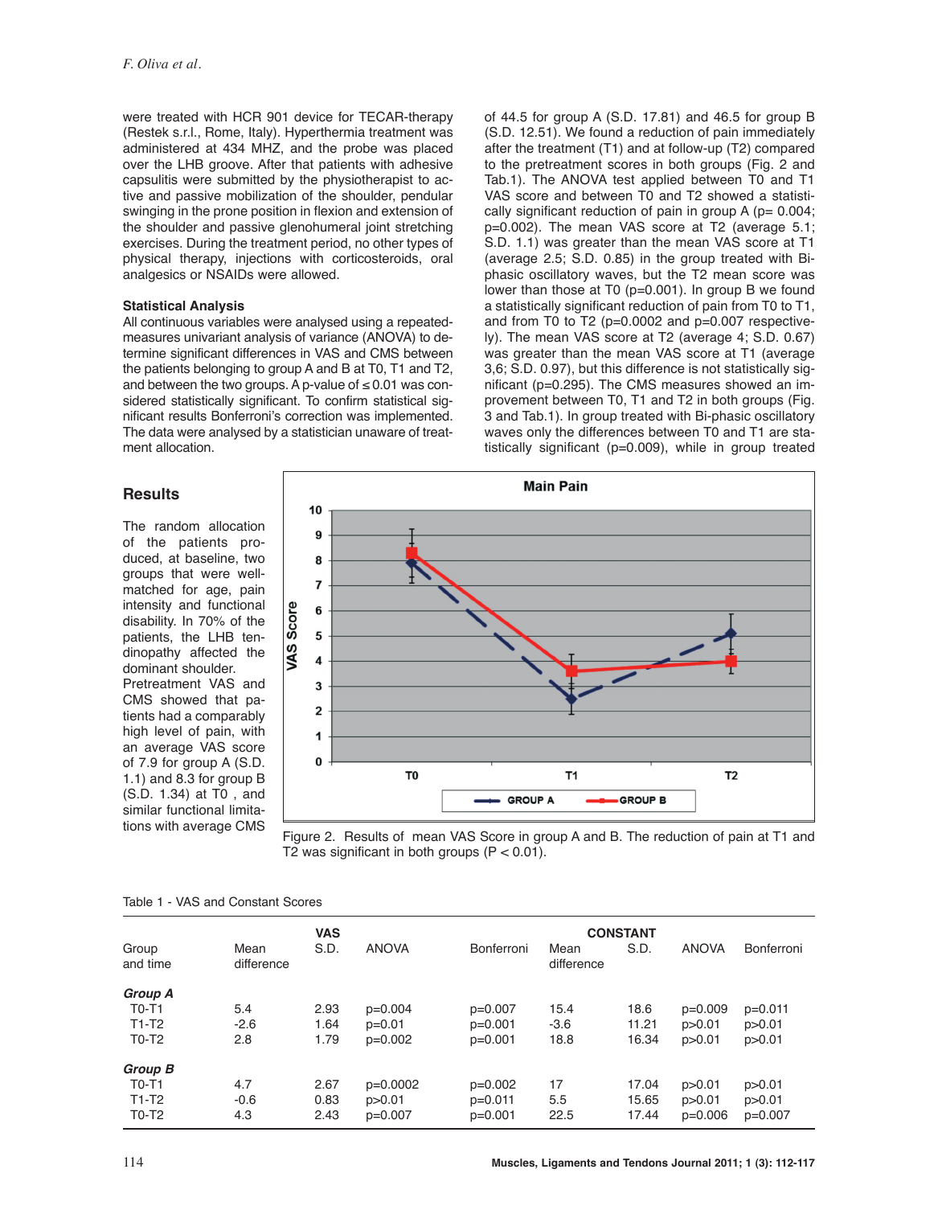were treated with HCR 901 device for TECAR-therapy (Restek s.r.l., Rome, Italy). Hyperthermia treatment was administered at 434 MHZ, and the probe was placed over the LHB groove. After that patients with adhesive capsulitis were submitted by the physiotherapist to active and passive mobilization of the shoulder, pendular swinging in the prone position in flexion and extension of the shoulder and passive glenohumeral joint stretching exercises. During the treatment period, no other types of physical therapy, injections with corticosteroids, oral analgesics or NSAIDs were allowed.

**Statistical Analysis**

All continuous variables were analysed using a repeated-measures univariant analysis of variance (ANOVA) to determine significant differences in VAS and CMS between the patients belonging to group A and B at T0, T1 and T2, and between the two groups. A p-value of ≤ 0.01 was considered statistically significant. To confirm statistical significant results Bonferroni's correction was implemented. The data were analysed by a statistician unaware of treatment allocation.

## Results

The random allocation of the patients produced, at baseline, two groups that were well-matched for age, pain intensity and functional disability. In 70% of the patients, the LHB tendinopathy affected the dominant shoulder.

Pretreatment VAS and CMS showed that patients had a comparably high level of pain, with an average VAS score of 7.9 for group A (S.D. 1.1) and 8.3 for group B (S.D. 1.34) at T0 , and similar functional limitations with average CMS of 44.5 for group A (S.D. 17.81) and 46.5 for group B (S.D. 12.51). We found a reduction of pain immediately after the treatment (T1) and at follow-up (T2) compared to the pretreatment scores in both groups (Fig. 2 and Tab.1). The ANOVA test applied between T0 and T1 VAS score and between T0 and T2 showed a statistically significant reduction of pain in group A (p= 0.004; p=0.002). The mean VAS score at T2 (average 5.1; S.D. 1.1) was greater than the mean VAS score at T1 (average 2.5; S.D. 0.85) in the group treated with Bi-phasic oscillatory waves, but the T2 mean score was lower than those at T0 (p=0.001). In group B we found a statistically significant reduction of pain from T0 to T1, and from T0 to T2 (p=0.0002 and p=0.007 respectively). The mean VAS score at T2 (average 4; S.D. 0.67) was greater than the mean VAS score at T1 (average 3,6; S.D. 0.97), but this difference is not statistically significant (p=0.295). The CMS measures showed an improvement between T0, T1 and T2 in both groups (Fig. 3 and Tab.1). In group treated with Bi-phasic oscillatory waves only the differences between T0 and T1 are statistically significant (p=0.009), while in group treated

Figure 2. Results of mean VAS Score in group A and B. The reduction of pain at T1 and T2 was significant in both groups (P < 0.01).

Table 1 - VAS and Constant Scores

| Group and time | VAS Mean difference | VAS S.D. | VAS ANOVA | VAS Bonferroni | CONSTANT Mean difference | CONSTANT S.D. | CONSTANT ANOVA | CONSTANT Bonferroni |
|---|---|---|---|---|---|---|---|---|
| ***Group A*** | | | | | | | | |
| T0-T1 | 5.4 | 2.93 | p=0.004 | p=0.007 | 15.4 | 18.6 | p=0.009 | p=0.011 |
| T1-T2 | -2.6 | 1.64 | p=0.01 | p=0.001 | -3.6 | 11.21 | p>0.01 | p>0.01 |
| T0-T2 | 2.8 | 1.79 | p=0.002 | p=0.001 | 18.8 | 16.34 | p>0.01 | p>0.01 |
| ***Group B*** | | | | | | | | |
| T0-T1 | 4.7 | 2.67 | p=0.0002 | p=0.002 | 17 | 17.04 | p>0.01 | p>0.01 |
| T1-T2 | -0.6 | 0.83 | p>0.01 | p=0.011 | 5.5 | 15.65 | p>0.01 | p>0.01 |
| T0-T2 | 4.3 | 2.43 | p=0.007 | p=0.001 | 22.5 | 17.44 | p=0.006 | p=0.007 |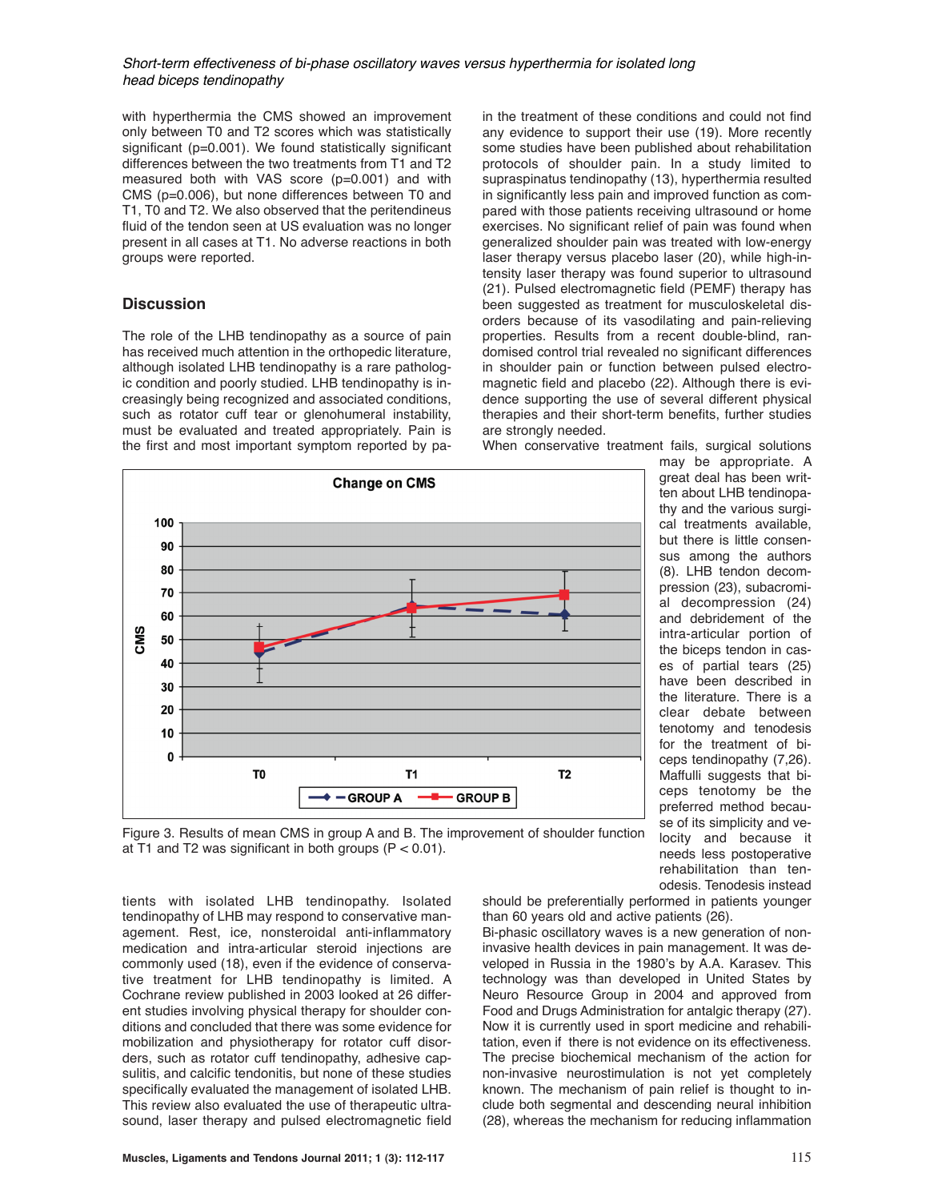with hyperthermia the CMS showed an improvement only between T0 and T2 scores which was statistically significant (p=0.001). We found statistically significant differences between the two treatments from T1 and T2 measured both with VAS score (p=0.001) and with CMS (p=0.006), but none differences between T0 and T1, T0 and T2. We also observed that the peritendineus fluid of the tendon seen at US evaluation was no longer present in all cases at T1. No adverse reactions in both groups were reported.

## Discussion

The role of the LHB tendinopathy as a source of pain has received much attention in the orthopedic literature, although isolated LHB tendinopathy is a rare pathologic condition and poorly studied. LHB tendinopathy is increasingly being recognized and associated conditions, such as rotator cuff tear or glenohumeral instability, must be evaluated and treated appropriately. Pain is the first and most important symptom reported by patients with isolated LHB tendinopathy. Isolated tendinopathy of LHB may respond to conservative management. Rest, ice, nonsteroidal anti-inflammatory medication and intra-articular steroid injections are commonly used (18), even if the evidence of conservative treatment for LHB tendinopathy is limited. A Cochrane review published in 2003 looked at 26 different studies involving physical therapy for shoulder conditions and concluded that there was some evidence for mobilization and physiotherapy for rotator cuff disorders, such as rotator cuff tendinopathy, adhesive capsulitis, and calcific tendonitis, but none of these studies specifically evaluated the management of isolated LHB. This review also evaluated the use of therapeutic ultrasound, laser therapy and pulsed electromagnetic field in the treatment of these conditions and could not find any evidence to support their use (19). More recently some studies have been published about rehabilitation protocols of shoulder pain. In a study limited to supraspinatus tendinopathy (13), hyperthermia resulted in significantly less pain and improved function as compared with those patients receiving ultrasound or home exercises. No significant relief of pain was found when generalized shoulder pain was treated with low-energy laser therapy versus placebo laser (20), while high-intensity laser therapy was found superior to ultrasound (21). Pulsed electromagnetic field (PEMF) therapy has been suggested as treatment for musculoskeletal disorders because of its vasodilating and pain-relieving properties. Results from a recent double-blind, randomised control trial revealed no significant differences in shoulder pain or function between pulsed electromagnetic field and placebo (22). Although there is evidence supporting the use of several different physical therapies and their short-term benefits, further studies are strongly needed.

When conservative treatment fails, surgical solutions may be appropriate. A great deal has been written about LHB tendinopathy and the various surgical treatments available, but there is little consensus among the authors (8). LHB tendon decompression (23), subacromial decompression (24) and debridement of the intra-articular portion of the biceps tendon in cases of partial tears (25) have been described in the literature. There is a clear debate between tenotomy and tenodesis for the treatment of biceps tendinopathy (7,26). Maffulli suggests that biceps tenotomy be the preferred method because of its simplicity and velocity and because it needs less postoperative rehabilitation than tenodesis. Tenodesis instead should be preferentially performed in patients younger than 60 years old and active patients (26).

Figure 3. Results of mean CMS in group A and B. The improvement of shoulder function at T1 and T2 was significant in both groups (P < 0.01).

Bi-phasic oscillatory waves is a new generation of non-invasive health devices in pain management. It was developed in Russia in the 1980's by A.A. Karasev. This technology was than developed in United States by Neuro Resource Group in 2004 and approved from Food and Drugs Administration for antalgic therapy (27). Now it is currently used in sport medicine and rehabilitation, even if there is not evidence on its effectiveness. The precise biochemical mechanism of the action for non-invasive neurostimulation is not yet completely known. The mechanism of pain relief is thought to include both segmental and descending neural inhibition (28), whereas the mechanism for reducing inflammation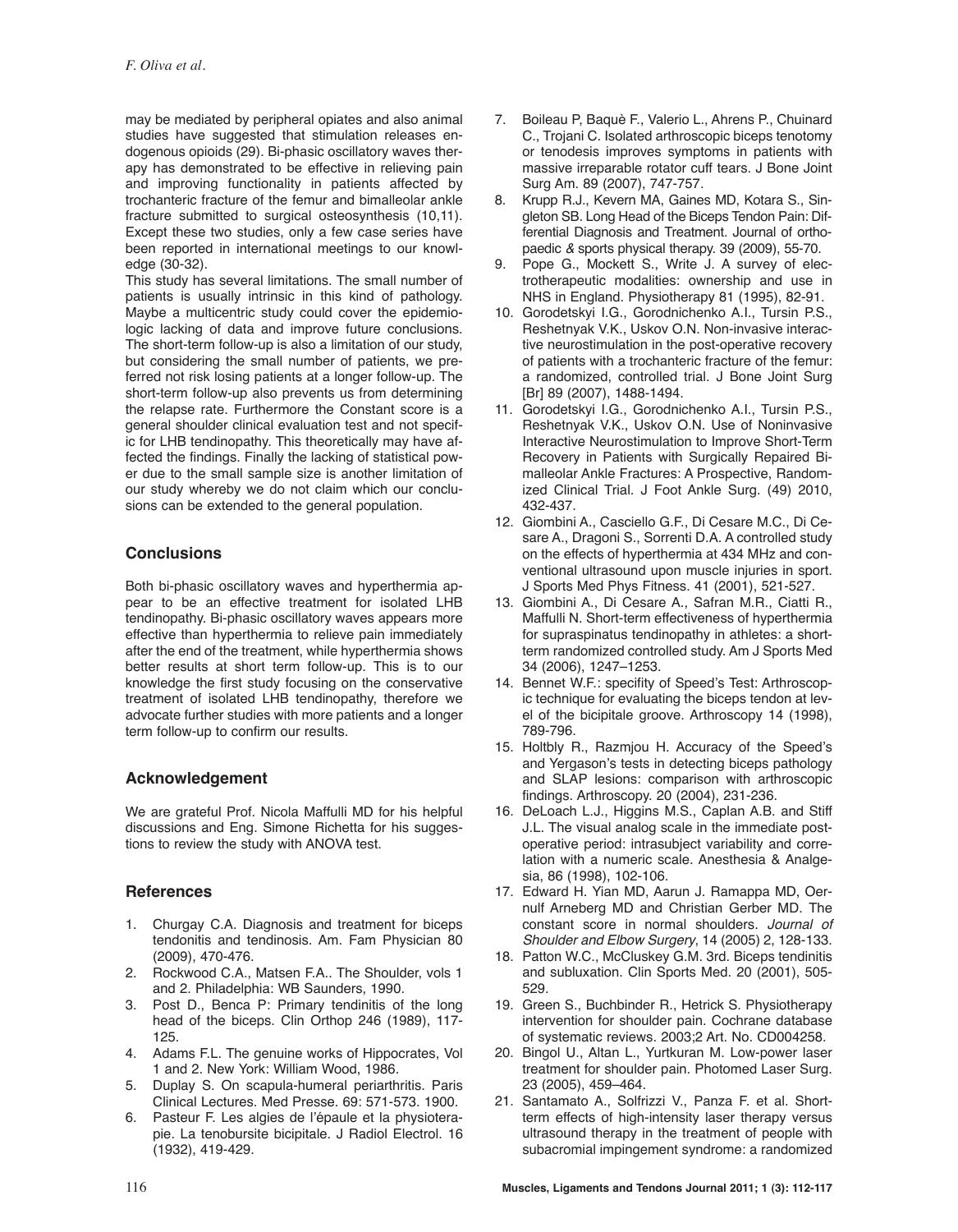may be mediated by peripheral opiates and also animal studies have suggested that stimulation releases endogenous opioids (29). Bi-phasic oscillatory waves therapy has demonstrated to be effective in relieving pain and improving functionality in patients affected by trochanteric fracture of the femur and bimalleolar ankle fracture submitted to surgical osteosynthesis (10,11). Except these two studies, only a few case series have been reported in international meetings to our knowledge (30-32).

This study has several limitations. The small number of patients is usually intrinsic in this kind of pathology. Maybe a multicentric study could cover the epidemiologic lacking of data and improve future conclusions. The short-term follow-up is also a limitation of our study, but considering the small number of patients, we preferred not risk losing patients at a longer follow-up. The short-term follow-up also prevents us from determining the relapse rate. Furthermore the Constant score is a general shoulder clinical evaluation test and not specific for LHB tendinopathy. This theoretically may have affected the findings. Finally the lacking of statistical power due to the small sample size is another limitation of our study whereby we do not claim which our conclusions can be extended to the general population.

## Conclusions

Both bi-phasic oscillatory waves and hyperthermia appear to be an effective treatment for isolated LHB tendinopathy. Bi-phasic oscillatory waves appears more effective than hyperthermia to relieve pain immediately after the end of the treatment, while hyperthermia shows better results at short term follow-up. This is to our knowledge the first study focusing on the conservative treatment of isolated LHB tendinopathy, therefore we advocate further studies with more patients and a longer term follow-up to confirm our results.

## Acknowledgement

We are grateful Prof. Nicola Maffulli MD for his helpful discussions and Eng. Simone Richetta for his suggestions to review the study with ANOVA test.

## References

1. Churgay C.A. Diagnosis and treatment for biceps tendonitis and tendinosis. Am. Fam Physician 80 (2009), 470-476.
2. Rockwood C.A., Matsen F.A.. The Shoulder, vols 1 and 2. Philadelphia: WB Saunders, 1990.
3. Post D., Benca P: Primary tendinitis of the long head of the biceps. Clin Orthop 246 (1989), 117-125.
4. Adams F.L. The genuine works of Hippocrates, Vol 1 and 2. New York: William Wood, 1986.
5. Duplay S. On scapula-humeral periarthritis. Paris Clinical Lectures. Med Presse. 69: 571-573. 1900.
6. Pasteur F. Les algies de l'épaule et la physioterapie. La tenobursite bicipitale. J Radiol Electrol. 16 (1932), 419-429.
7. Boileau P, Baquè F., Valerio L., Ahrens P., Chuinard C., Trojani C. Isolated arthroscopic biceps tenotomy or tenodesis improves symptoms in patients with massive irreparable rotator cuff tears. J Bone Joint Surg Am. 89 (2007), 747-757.
8. Krupp R.J., Kevern MA, Gaines MD, Kotara S., Singleton SB. Long Head of the Biceps Tendon Pain: Differential Diagnosis and Treatment. Journal of orthopaedic & sports physical therapy. 39 (2009), 55-70.
9. Pope G., Mockett S., Write J. A survey of electrotherapeutic modalities: ownership and use in NHS in England. Physiotherapy 81 (1995), 82-91.
10. Gorodetskyi I.G., Gorodnichenko A.I., Tursin P.S., Reshetnyak V.K., Uskov O.N. Non-invasive interactive neurostimulation in the post-operative recovery of patients with a trochanteric fracture of the femur: a randomized, controlled trial. J Bone Joint Surg [Br] 89 (2007), 1488-1494.
11. Gorodetskyi I.G., Gorodnichenko A.I., Tursin P.S., Reshetnyak V.K., Uskov O.N. Use of Noninvasive Interactive Neurostimulation to Improve Short-Term Recovery in Patients with Surgically Repaired Bimalleolar Ankle Fractures: A Prospective, Randomized Clinical Trial. J Foot Ankle Surg. (49) 2010, 432-437.
12. Giombini A., Casciello G.F., Di Cesare M.C., Di Cesare A., Dragoni S., Sorrenti D.A. A controlled study on the effects of hyperthermia at 434 MHz and conventional ultrasound upon muscle injuries in sport. J Sports Med Phys Fitness. 41 (2001), 521-527.
13. Giombini A., Di Cesare A., Safran M.R., Ciatti R., Maffulli N. Short-term effectiveness of hyperthermia for supraspinatus tendinopathy in athletes: a short-term randomized controlled study. Am J Sports Med 34 (2006), 1247–1253.
14. Bennet W.F.: specifity of Speed's Test: Arthroscopic technique for evaluating the biceps tendon at level of the bicipitale groove. Arthroscopy 14 (1998), 789-796.
15. Holtbly R., Razmjou H. Accuracy of the Speed's and Yergason's tests in detecting biceps pathology and SLAP lesions: comparison with arthroscopic findings. Arthroscopy. 20 (2004), 231-236.
16. DeLoach L.J., Higgins M.S., Caplan A.B. and Stiff J.L. The visual analog scale in the immediate postoperative period: intrasubject variability and correlation with a numeric scale. Anesthesia & Analgesia, 86 (1998), 102-106.
17. Edward H. Yian MD, Aarun J. Ramappa MD, Oernulf Arneberg MD and Christian Gerber MD. The constant score in normal shoulders. *Journal of Shoulder and Elbow Surgery*, 14 (2005) 2, 128-133.
18. Patton W.C., McCluskey G.M. 3rd. Biceps tendinitis and subluxation. Clin Sports Med. 20 (2001), 505-529.
19. Green S., Buchbinder R., Hetrick S. Physiotherapy intervention for shoulder pain. Cochrane database of systematic reviews. 2003;2 Art. No. CD004258.
20. Bingol U., Altan L., Yurtkuran M. Low-power laser treatment for shoulder pain. Photomed Laser Surg. 23 (2005), 459–464.
21. Santamato A., Solfrizzi V., Panza F. et al. Short-term effects of high-intensity laser therapy versus ultrasound therapy in the treatment of people with subacromial impingement syndrome: a randomized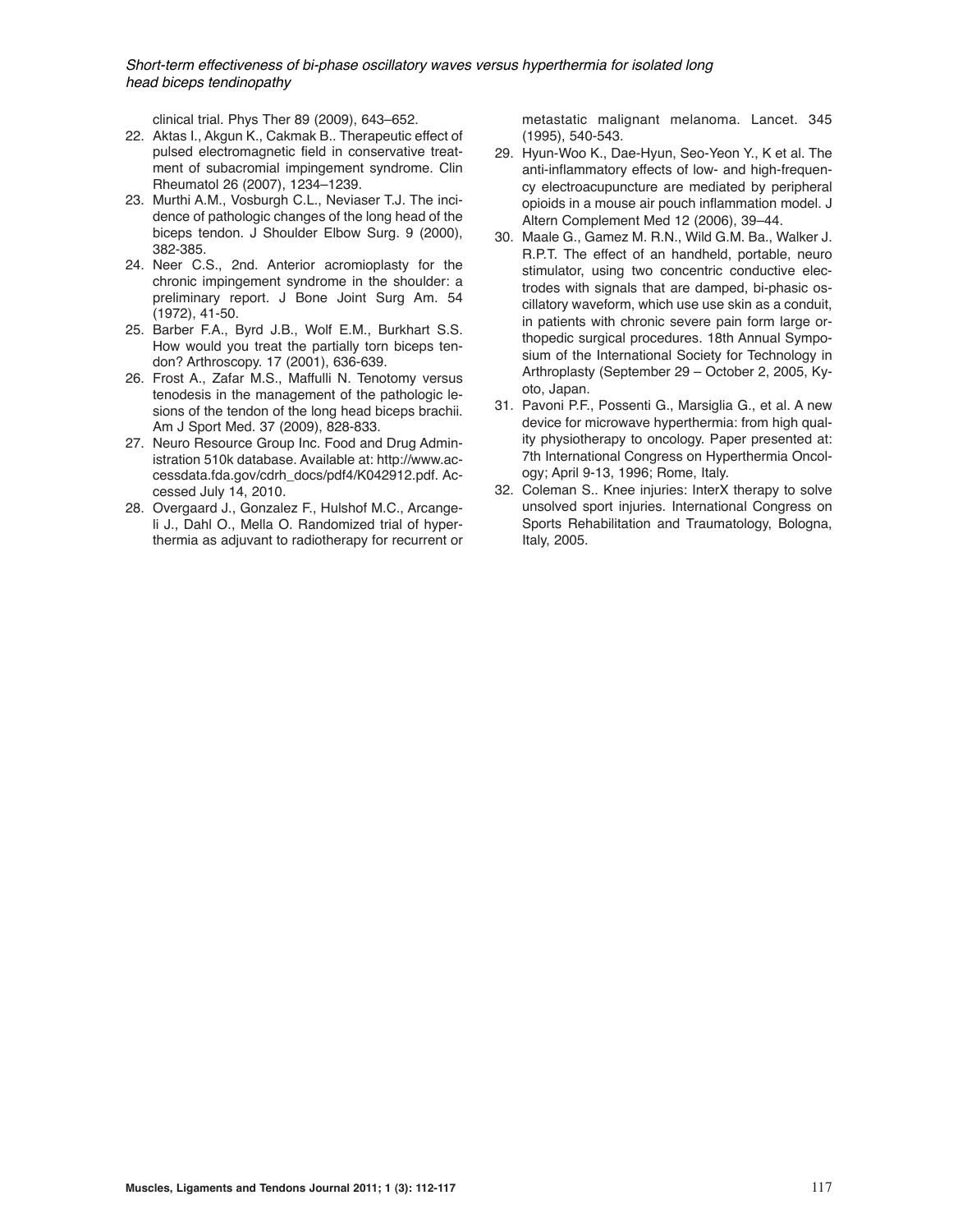clinical trial. Phys Ther 89 (2009), 643–652.

22. Aktas I., Akgun K., Cakmak B.. Therapeutic effect of pulsed electromagnetic field in conservative treatment of subacromial impingement syndrome. Clin Rheumatol 26 (2007), 1234–1239.
23. Murthi A.M., Vosburgh C.L., Neviaser T.J. The incidence of pathologic changes of the long head of the biceps tendon. J Shoulder Elbow Surg. 9 (2000), 382-385.
24. Neer C.S., 2nd. Anterior acromioplasty for the chronic impingement syndrome in the shoulder: a preliminary report. J Bone Joint Surg Am. 54 (1972), 41-50.
25. Barber F.A., Byrd J.B., Wolf E.M., Burkhart S.S. How would you treat the partially torn biceps tendon? Arthroscopy. 17 (2001), 636-639.
26. Frost A., Zafar M.S., Maffulli N. Tenotomy versus tenodesis in the management of the pathologic lesions of the tendon of the long head biceps brachii. Am J Sport Med. 37 (2009), 828-833.
27. Neuro Resource Group Inc. Food and Drug Administration 510k database. Available at: http://www.accessdata.fda.gov/cdrh_docs/pdf4/K042912.pdf. Accessed July 14, 2010.
28. Overgaard J., Gonzalez F., Hulshof M.C., Arcangeli J., Dahl O., Mella O. Randomized trial of hyperthermia as adjuvant to radiotherapy for recurrent or metastatic malignant melanoma. Lancet. 345 (1995), 540-543.
29. Hyun-Woo K., Dae-Hyun, Seo-Yeon Y., K et al. The anti-inflammatory effects of low- and high-frequency electroacupuncture are mediated by peripheral opioids in a mouse air pouch inflammation model. J Altern Complement Med 12 (2006), 39–44.
30. Maale G., Gamez M. R.N., Wild G.M. Ba., Walker J. R.P.T. The effect of an handheld, portable, neuro stimulator, using two concentric conductive electrodes with signals that are damped, bi-phasic oscillatory waveform, which use use skin as a conduit, in patients with chronic severe pain form large orthopedic surgical procedures. 18th Annual Symposium of the International Society for Technology in Arthroplasty (September 29 – October 2, 2005, Kyoto, Japan.
31. Pavoni P.F., Possenti G., Marsiglia G., et al. A new device for microwave hyperthermia: from high quality physiotherapy to oncology. Paper presented at: 7th International Congress on Hyperthermia Oncology; April 9-13, 1996; Rome, Italy.
32. Coleman S.. Knee injuries: InterX therapy to solve unsolved sport injuries. International Congress on Sports Rehabilitation and Traumatology, Bologna, Italy, 2005.